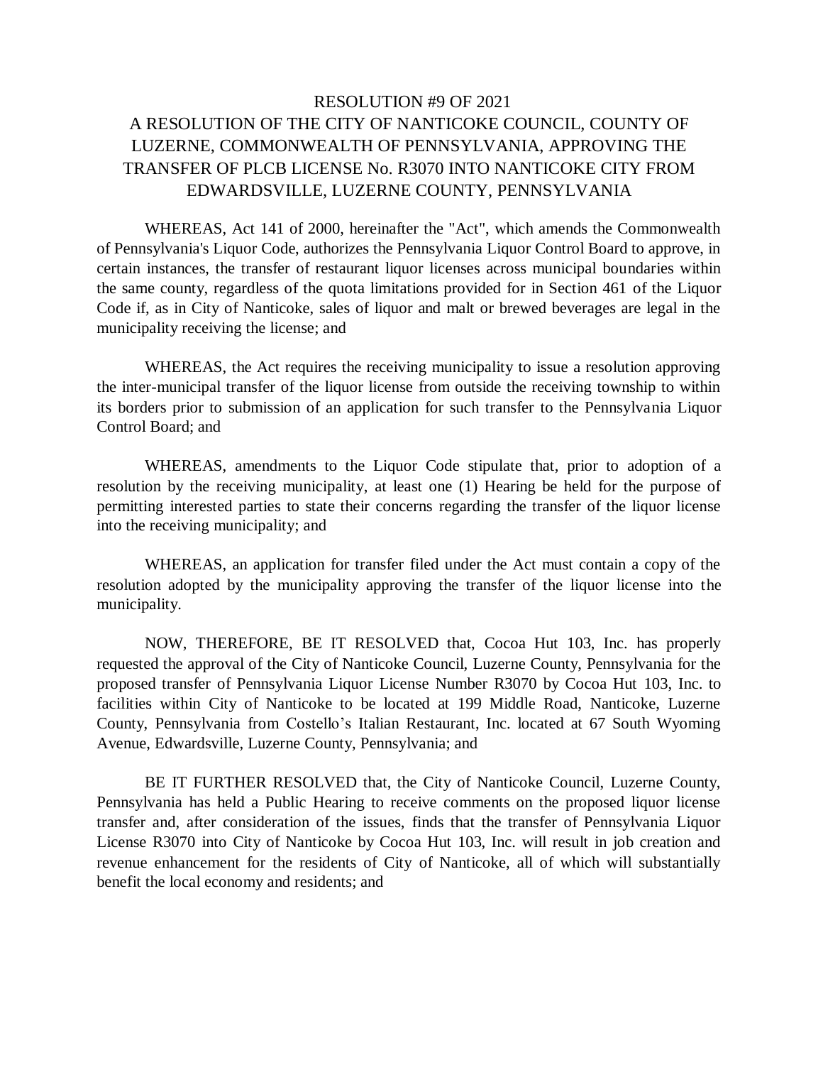# RESOLUTION #9 OF 2021

## A RESOLUTION OF THE CITY OF NANTICOKE COUNCIL, COUNTY OF LUZERNE, COMMONWEALTH OF PENNSYLVANIA, APPROVING THE TRANSFER OF PLCB LICENSE No. R3070 INTO NANTICOKE CITY FROM EDWARDSVILLE, LUZERNE COUNTY, PENNSYLVANIA

WHEREAS, Act 141 of 2000, hereinafter the "Act", which amends the Commonwealth of Pennsylvania's Liquor Code, authorizes the Pennsylvania Liquor Control Board to approve, in certain instances, the transfer of restaurant liquor licenses across municipal boundaries within the same county, regardless of the quota limitations provided for in Section 461 of the Liquor Code if, as in City of Nanticoke, sales of liquor and malt or brewed beverages are legal in the municipality receiving the license; and

WHEREAS, the Act requires the receiving municipality to issue a resolution approving the inter-municipal transfer of the liquor license from outside the receiving township to within its borders prior to submission of an application for such transfer to the Pennsylvania Liquor Control Board; and

WHEREAS, amendments to the Liquor Code stipulate that, prior to adoption of a resolution by the receiving municipality, at least one (1) Hearing be held for the purpose of permitting interested parties to state their concerns regarding the transfer of the liquor license into the receiving municipality; and

WHEREAS, an application for transfer filed under the Act must contain a copy of the resolution adopted by the municipality approving the transfer of the liquor license into the municipality.

NOW, THEREFORE, BE IT RESOLVED that, Cocoa Hut 103, Inc. has properly requested the approval of the City of Nanticoke Council, Luzerne County, Pennsylvania for the proposed transfer of Pennsylvania Liquor License Number R3070 by Cocoa Hut 103, Inc. to facilities within City of Nanticoke to be located at 199 Middle Road, Nanticoke, Luzerne County, Pennsylvania from Costello's Italian Restaurant, Inc. located at 67 South Wyoming Avenue, Edwardsville, Luzerne County, Pennsylvania; and

BE IT FURTHER RESOLVED that, the City of Nanticoke Council, Luzerne County, Pennsylvania has held a Public Hearing to receive comments on the proposed liquor license transfer and, after consideration of the issues, finds that the transfer of Pennsylvania Liquor License R3070 into City of Nanticoke by Cocoa Hut 103, Inc. will result in job creation and revenue enhancement for the residents of City of Nanticoke, all of which will substantially benefit the local economy and residents; and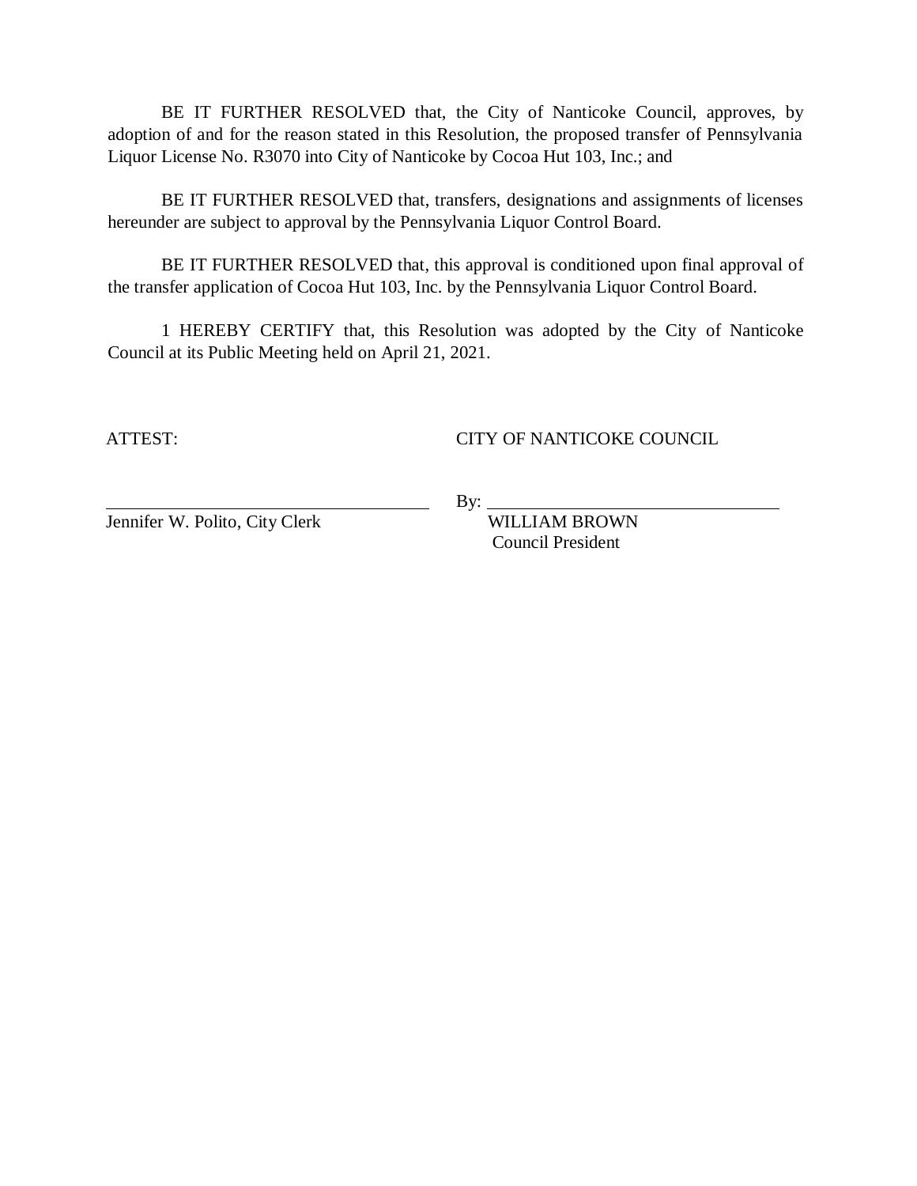BE IT FURTHER RESOLVED that, the City of Nanticoke Council, approves, by adoption of and for the reason stated in this Resolution, the proposed transfer of Pennsylvania Liquor License No. R3070 into City of Nanticoke by Cocoa Hut 103, Inc.; and

BE IT FURTHER RESOLVED that, transfers, designations and assignments of licenses hereunder are subject to approval by the Pennsylvania Liquor Control Board.

BE IT FURTHER RESOLVED that, this approval is conditioned upon final approval of the transfer application of Cocoa Hut 103, Inc. by the Pennsylvania Liquor Control Board.

1 HEREBY CERTIFY that, this Resolution was adopted by the City of Nanticoke Council at its Public Meeting held on April 21, 2021.

ATTEST: CITY OF NANTICOKE COUNCIL

\_\_\_\_\_\_\_\_\_\_\_\_\_\_\_\_\_\_\_\_\_\_\_\_\_\_\_\_\_\_\_\_
Jennifer W. Polito, City Clerk

By: \_\_\_\_\_\_\_\_\_\_\_\_\_\_\_\_\_\_\_\_\_\_\_\_\_\_\_\_\_\_\_\_
WILLIAM BROWN
Council President